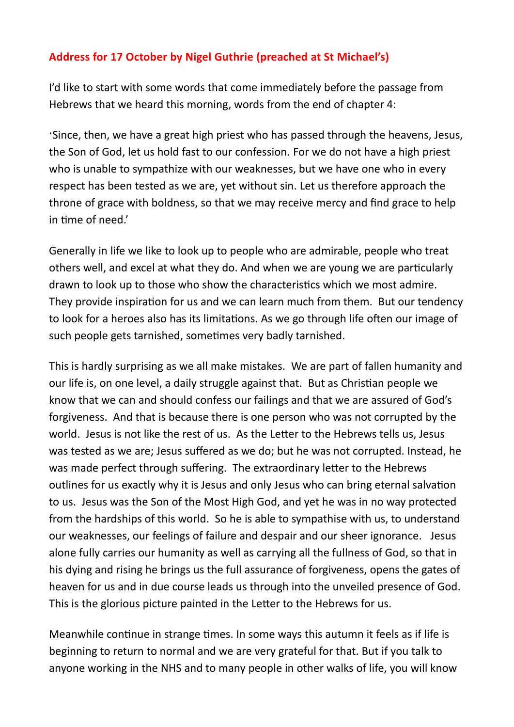**Address for 17 October by Nigel Guthrie (preached at St Michael's)**

I'd like to start with some words that come immediately before the passage from Hebrews that we heard this morning, words from the end of chapter 4:

'Since, then, we have a great high priest who has passed through the heavens, Jesus, the Son of God, let us hold fast to our confession. For we do not have a high priest who is unable to sympathize with our weaknesses, but we have one who in every respect has been tested as we are, yet without sin. Let us therefore approach the throne of grace with boldness, so that we may receive mercy and find grace to help in time of need.'

Generally in life we like to look up to people who are admirable, people who treat others well, and excel at what they do. And when we are young we are particularly drawn to look up to those who show the characteristics which we most admire. They provide inspiration for us and we can learn much from them. But our tendency to look for a heroes also has its limitations. As we go through life often our image of such people gets tarnished, sometimes very badly tarnished.

This is hardly surprising as we all make mistakes. We are part of fallen humanity and our life is, on one level, a daily struggle against that. But as Christian people we know that we can and should confess our failings and that we are assured of God's forgiveness. And that is because there is one person who was not corrupted by the world. Jesus is not like the rest of us. As the Letter to the Hebrews tells us, Jesus was tested as we are; Jesus suffered as we do; but he was not corrupted. Instead, he was made perfect through suffering. The extraordinary letter to the Hebrews outlines for us exactly why it is Jesus and only Jesus who can bring eternal salvation to us. Jesus was the Son of the Most High God, and yet he was in no way protected from the hardships of this world. So he is able to sympathise with us, to understand our weaknesses, our feelings of failure and despair and our sheer ignorance. Jesus alone fully carries our humanity as well as carrying all the fullness of God, so that in his dying and rising he brings us the full assurance of forgiveness, opens the gates of heaven for us and in due course leads us through into the unveiled presence of God. This is the glorious picture painted in the Letter to the Hebrews for us.

Meanwhile continue in strange times. In some ways this autumn it feels as if life is beginning to return to normal and we are very grateful for that. But if you talk to anyone working in the NHS and to many people in other walks of life, you will know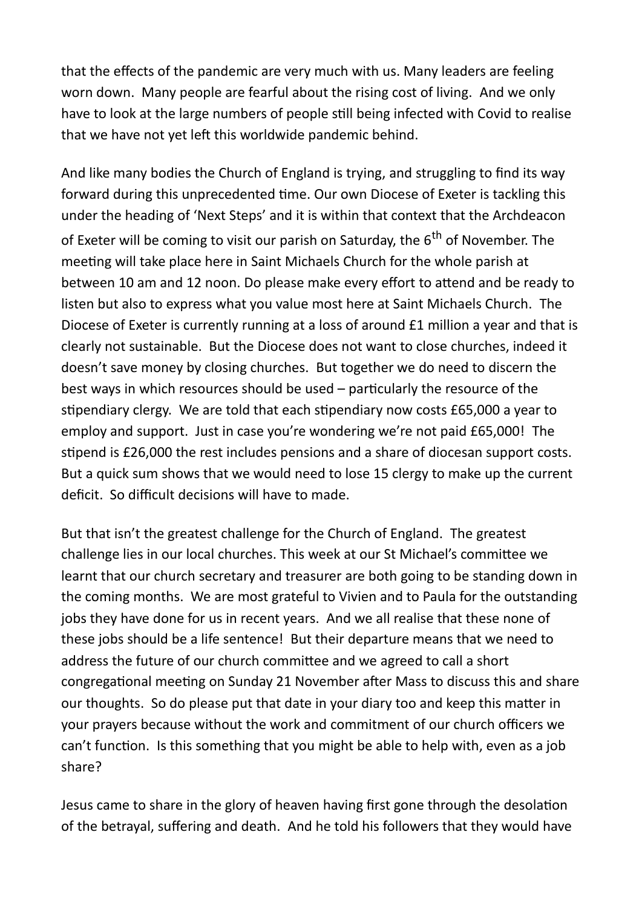that the effects of the pandemic are very much with us. Many leaders are feeling worn down. Many people are fearful about the rising cost of living. And we only have to look at the large numbers of people still being infected with Covid to realise that we have not yet left this worldwide pandemic behind.

And like many bodies the Church of England is trying, and struggling to find its way forward during this unprecedented time. Our own Diocese of Exeter is tackling this under the heading of 'Next Steps' and it is within that context that the Archdeacon of Exeter will be coming to visit our parish on Saturday, the 6th of November. The meeting will take place here in Saint Michaels Church for the whole parish at between 10 am and 12 noon. Do please make every effort to attend and be ready to listen but also to express what you value most here at Saint Michaels Church. The Diocese of Exeter is currently running at a loss of around £1 million a year and that is clearly not sustainable. But the Diocese does not want to close churches, indeed it doesn't save money by closing churches. But together we do need to discern the best ways in which resources should be used – particularly the resource of the stipendiary clergy. We are told that each stipendiary now costs £65,000 a year to employ and support. Just in case you're wondering we're not paid £65,000! The stipend is £26,000 the rest includes pensions and a share of diocesan support costs. But a quick sum shows that we would need to lose 15 clergy to make up the current deficit. So difficult decisions will have to made.

But that isn't the greatest challenge for the Church of England. The greatest challenge lies in our local churches. This week at our St Michael's committee we learnt that our church secretary and treasurer are both going to be standing down in the coming months. We are most grateful to Vivien and to Paula for the outstanding jobs they have done for us in recent years. And we all realise that these none of these jobs should be a life sentence! But their departure means that we need to address the future of our church committee and we agreed to call a short congregational meeting on Sunday 21 November after Mass to discuss this and share our thoughts. So do please put that date in your diary too and keep this matter in your prayers because without the work and commitment of our church officers we can't function. Is this something that you might be able to help with, even as a job share?

Jesus came to share in the glory of heaven having first gone through the desolation of the betrayal, suffering and death. And he told his followers that they would have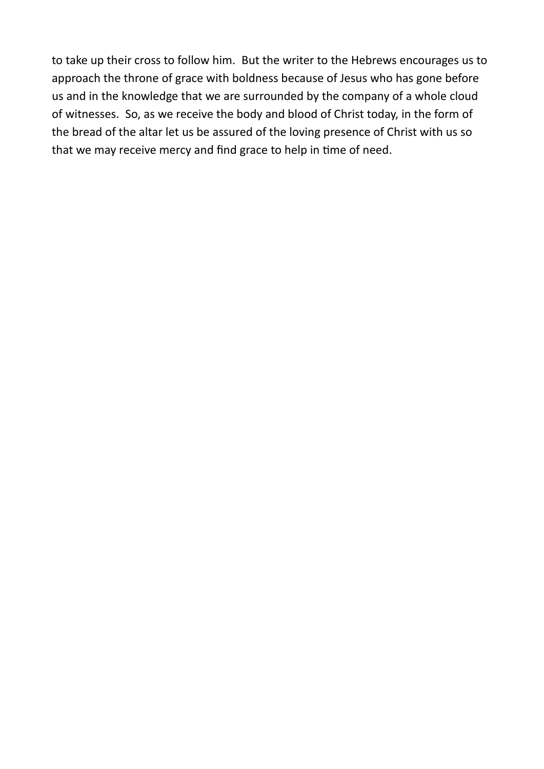to take up their cross to follow him.  But the writer to the Hebrews encourages us to approach the throne of grace with boldness because of Jesus who has gone before us and in the knowledge that we are surrounded by the company of a whole cloud of witnesses.  So, as we receive the body and blood of Christ today, in the form of the bread of the altar let us be assured of the loving presence of Christ with us so that we may receive mercy and find grace to help in time of need.